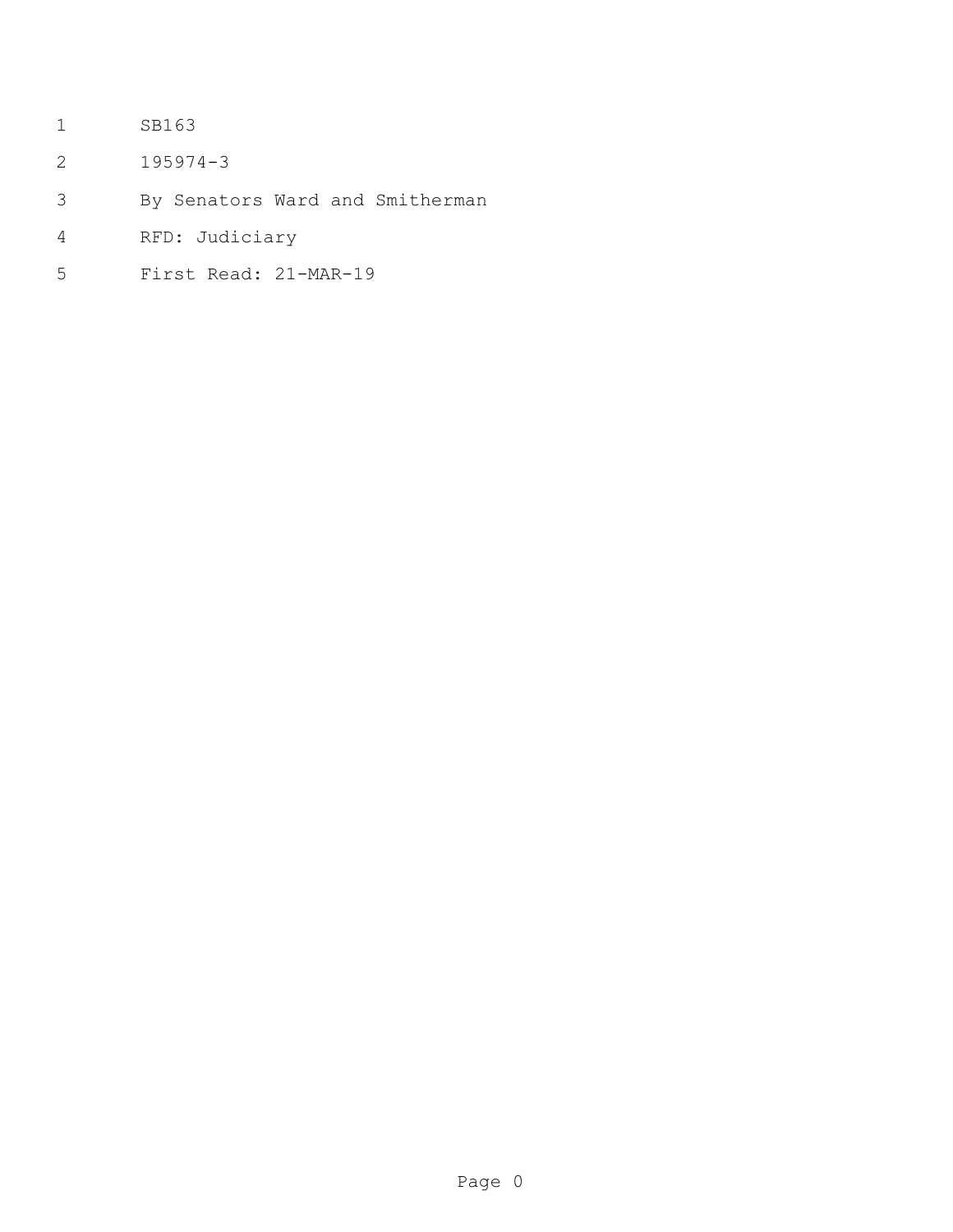SB163

195974-3

By Senators Ward and Smitherman

RFD: Judiciary

First Read: 21-MAR-19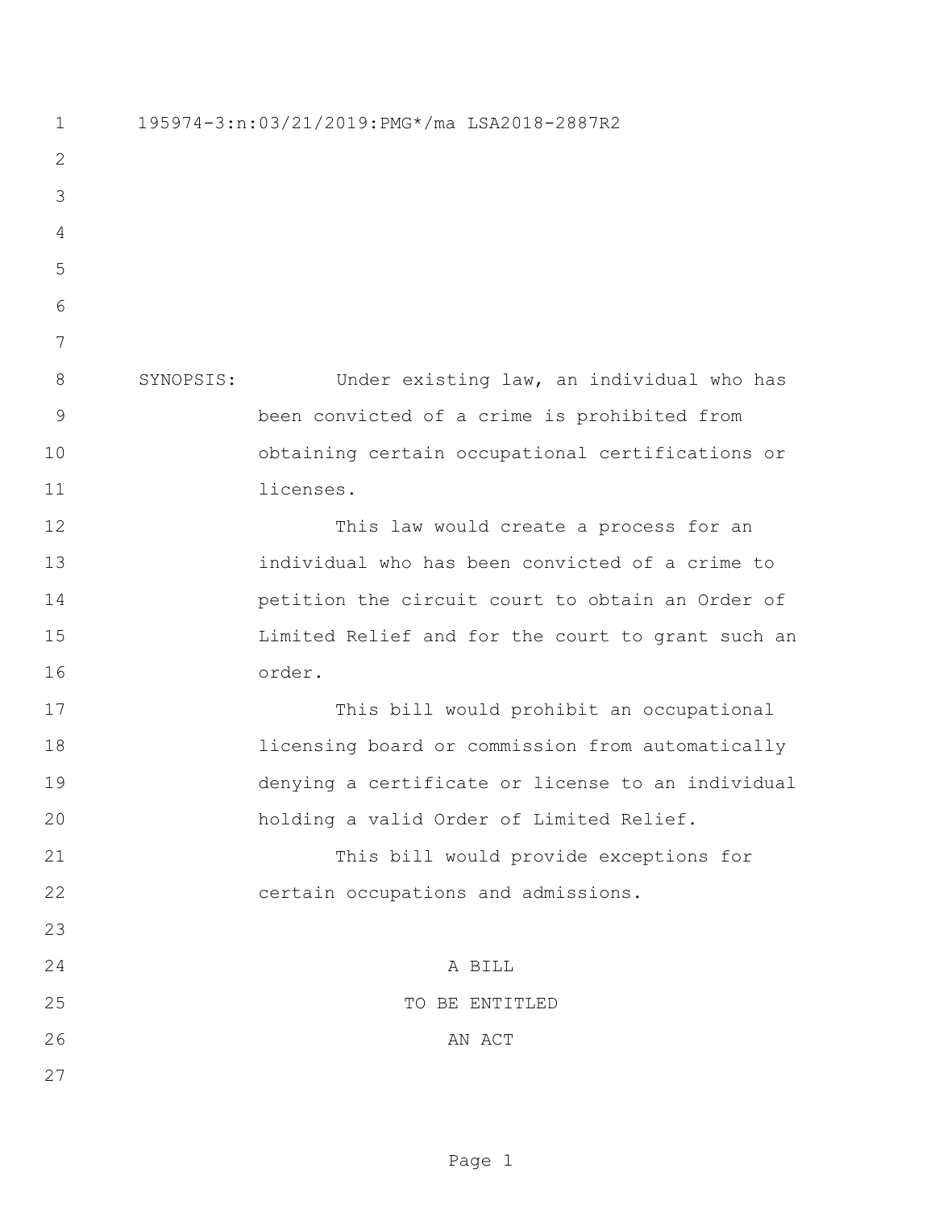195974-3:n:03/21/2019:PMG*/ma LSA2018-2887R2

SYNOPSIS: Under existing law, an individual who has been convicted of a crime is prohibited from obtaining certain occupational certifications or licenses.

This law would create a process for an individual who has been convicted of a crime to petition the circuit court to obtain an Order of Limited Relief and for the court to grant such an order.

This bill would prohibit an occupational licensing board or commission from automatically denying a certificate or license to an individual holding a valid Order of Limited Relief.

This bill would provide exceptions for certain occupations and admissions.

A BILL

TO BE ENTITLED

AN ACT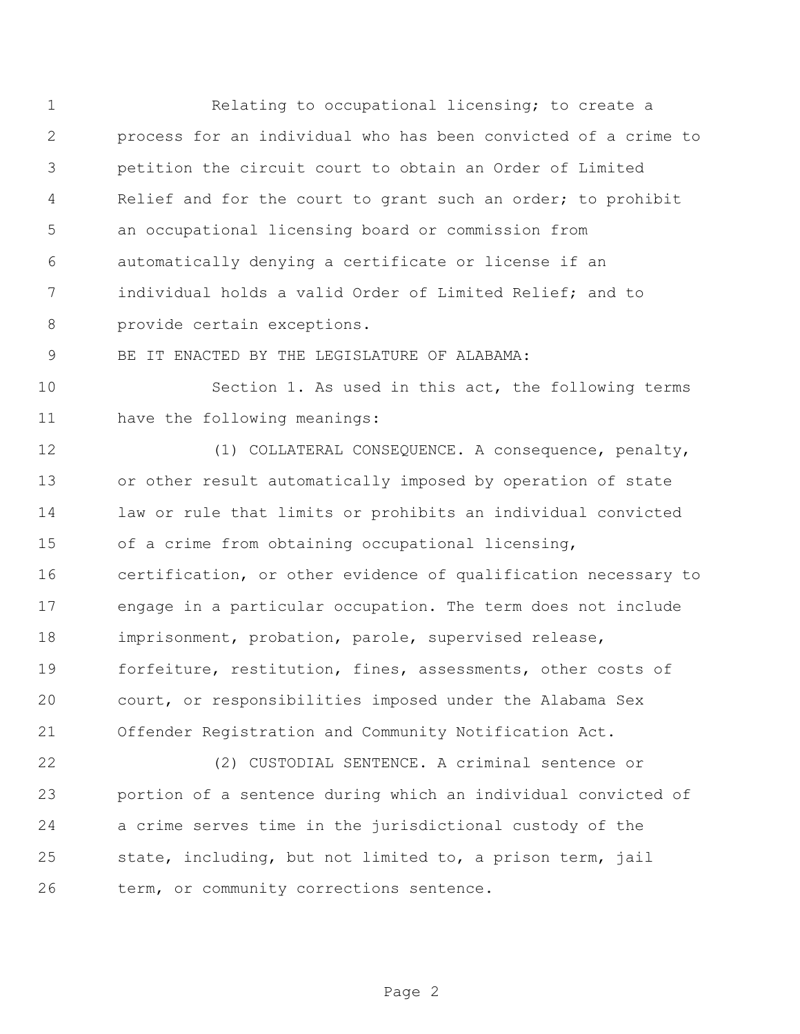Relating to occupational licensing; to create a process for an individual who has been convicted of a crime to petition the circuit court to obtain an Order of Limited Relief and for the court to grant such an order; to prohibit an occupational licensing board or commission from automatically denying a certificate or license if an individual holds a valid Order of Limited Relief; and to provide certain exceptions.

BE IT ENACTED BY THE LEGISLATURE OF ALABAMA:

Section 1. As used in this act, the following terms have the following meanings:

(1) COLLATERAL CONSEQUENCE. A consequence, penalty, or other result automatically imposed by operation of state law or rule that limits or prohibits an individual convicted of a crime from obtaining occupational licensing, certification, or other evidence of qualification necessary to engage in a particular occupation. The term does not include imprisonment, probation, parole, supervised release, forfeiture, restitution, fines, assessments, other costs of court, or responsibilities imposed under the Alabama Sex Offender Registration and Community Notification Act.

(2) CUSTODIAL SENTENCE. A criminal sentence or portion of a sentence during which an individual convicted of a crime serves time in the jurisdictional custody of the state, including, but not limited to, a prison term, jail term, or community corrections sentence.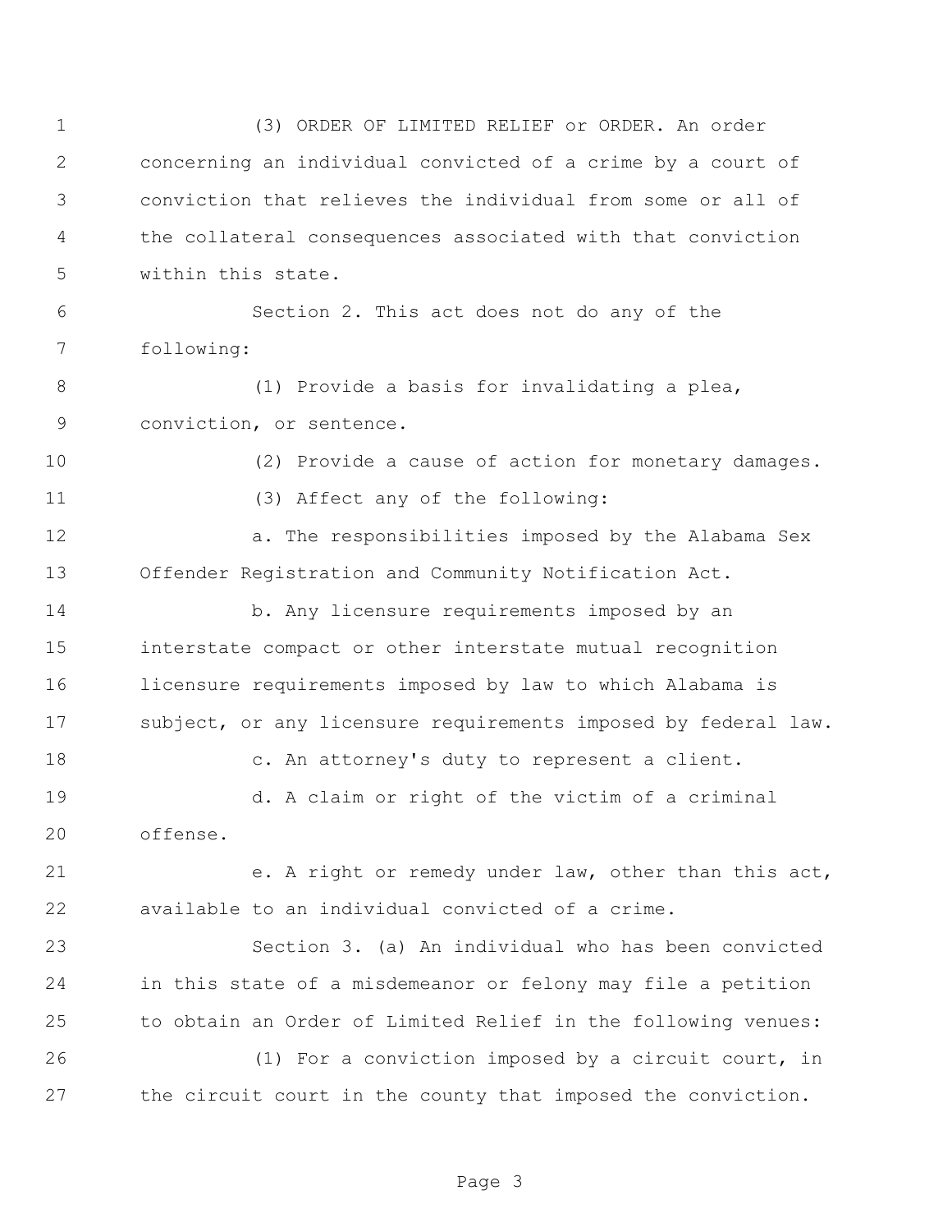(3) ORDER OF LIMITED RELIEF or ORDER. An order concerning an individual convicted of a crime by a court of conviction that relieves the individual from some or all of the collateral consequences associated with that conviction within this state.

Section 2. This act does not do any of the following:

(1) Provide a basis for invalidating a plea, conviction, or sentence.

(2) Provide a cause of action for monetary damages.

(3) Affect any of the following:

a. The responsibilities imposed by the Alabama Sex Offender Registration and Community Notification Act.

b. Any licensure requirements imposed by an interstate compact or other interstate mutual recognition licensure requirements imposed by law to which Alabama is subject, or any licensure requirements imposed by federal law.

c. An attorney's duty to represent a client.

d. A claim or right of the victim of a criminal offense.

e. A right or remedy under law, other than this act, available to an individual convicted of a crime.

Section 3. (a) An individual who has been convicted in this state of a misdemeanor or felony may file a petition to obtain an Order of Limited Relief in the following venues:

(1) For a conviction imposed by a circuit court, in the circuit court in the county that imposed the conviction.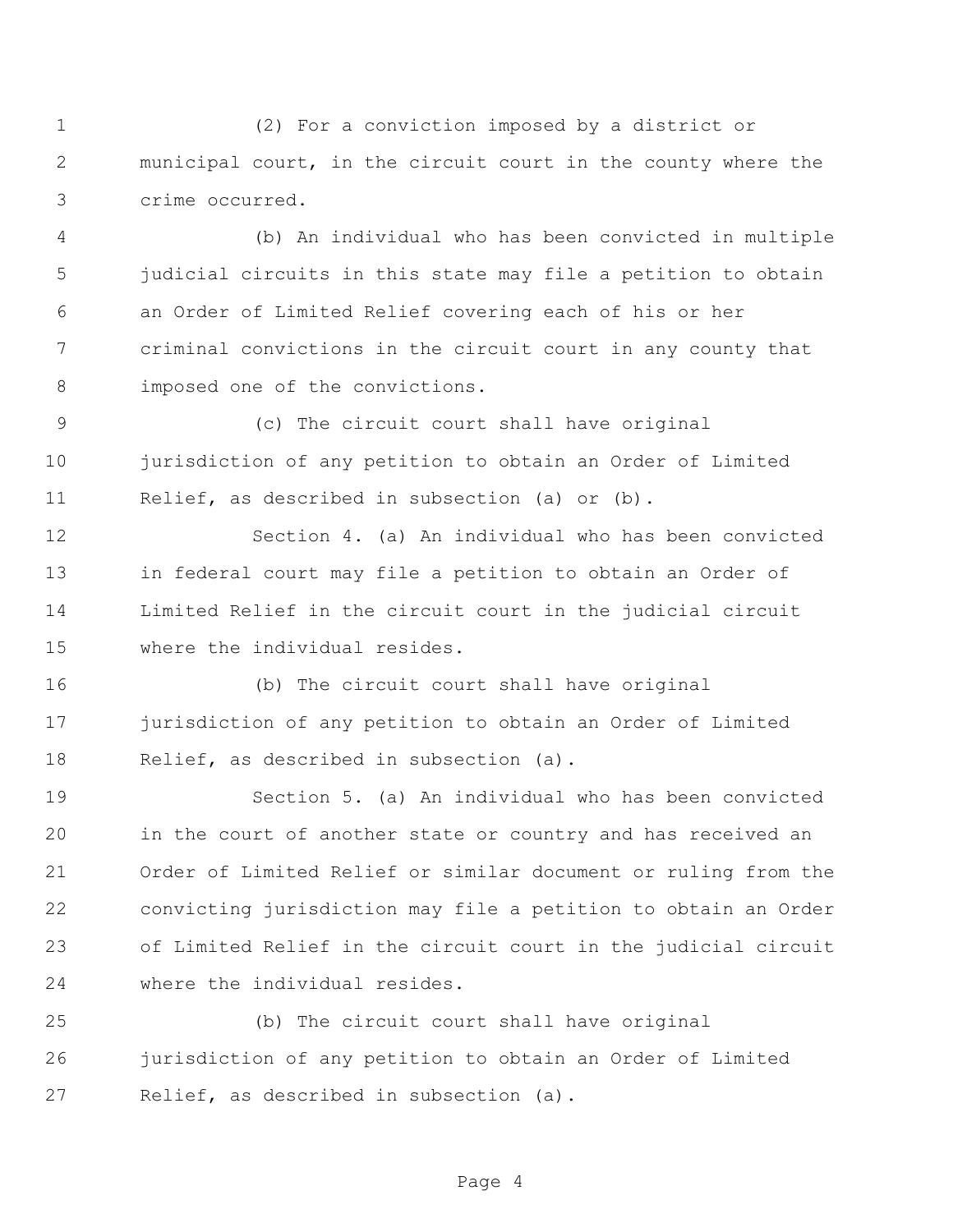(2) For a conviction imposed by a district or municipal court, in the circuit court in the county where the crime occurred.

(b) An individual who has been convicted in multiple judicial circuits in this state may file a petition to obtain an Order of Limited Relief covering each of his or her criminal convictions in the circuit court in any county that imposed one of the convictions.

(c) The circuit court shall have original jurisdiction of any petition to obtain an Order of Limited Relief, as described in subsection (a) or (b).

Section 4. (a) An individual who has been convicted in federal court may file a petition to obtain an Order of Limited Relief in the circuit court in the judicial circuit where the individual resides.

(b) The circuit court shall have original jurisdiction of any petition to obtain an Order of Limited Relief, as described in subsection (a).

Section 5. (a) An individual who has been convicted in the court of another state or country and has received an Order of Limited Relief or similar document or ruling from the convicting jurisdiction may file a petition to obtain an Order of Limited Relief in the circuit court in the judicial circuit where the individual resides.

(b) The circuit court shall have original jurisdiction of any petition to obtain an Order of Limited Relief, as described in subsection (a).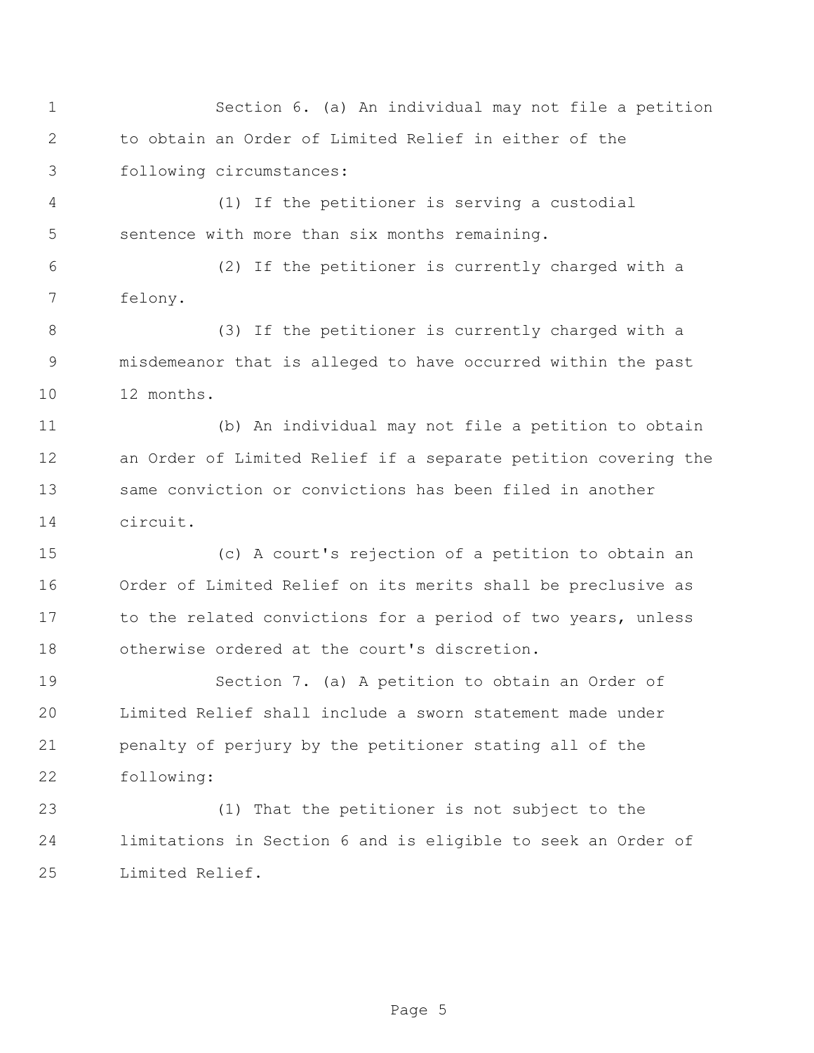Section 6. (a) An individual may not file a petition to obtain an Order of Limited Relief in either of the following circumstances:

(1) If the petitioner is serving a custodial sentence with more than six months remaining.

(2) If the petitioner is currently charged with a felony.

(3) If the petitioner is currently charged with a misdemeanor that is alleged to have occurred within the past 12 months.

(b) An individual may not file a petition to obtain an Order of Limited Relief if a separate petition covering the same conviction or convictions has been filed in another circuit.

(c) A court's rejection of a petition to obtain an Order of Limited Relief on its merits shall be preclusive as to the related convictions for a period of two years, unless otherwise ordered at the court's discretion.

Section 7. (a) A petition to obtain an Order of Limited Relief shall include a sworn statement made under penalty of perjury by the petitioner stating all of the following:

(1) That the petitioner is not subject to the limitations in Section 6 and is eligible to seek an Order of Limited Relief.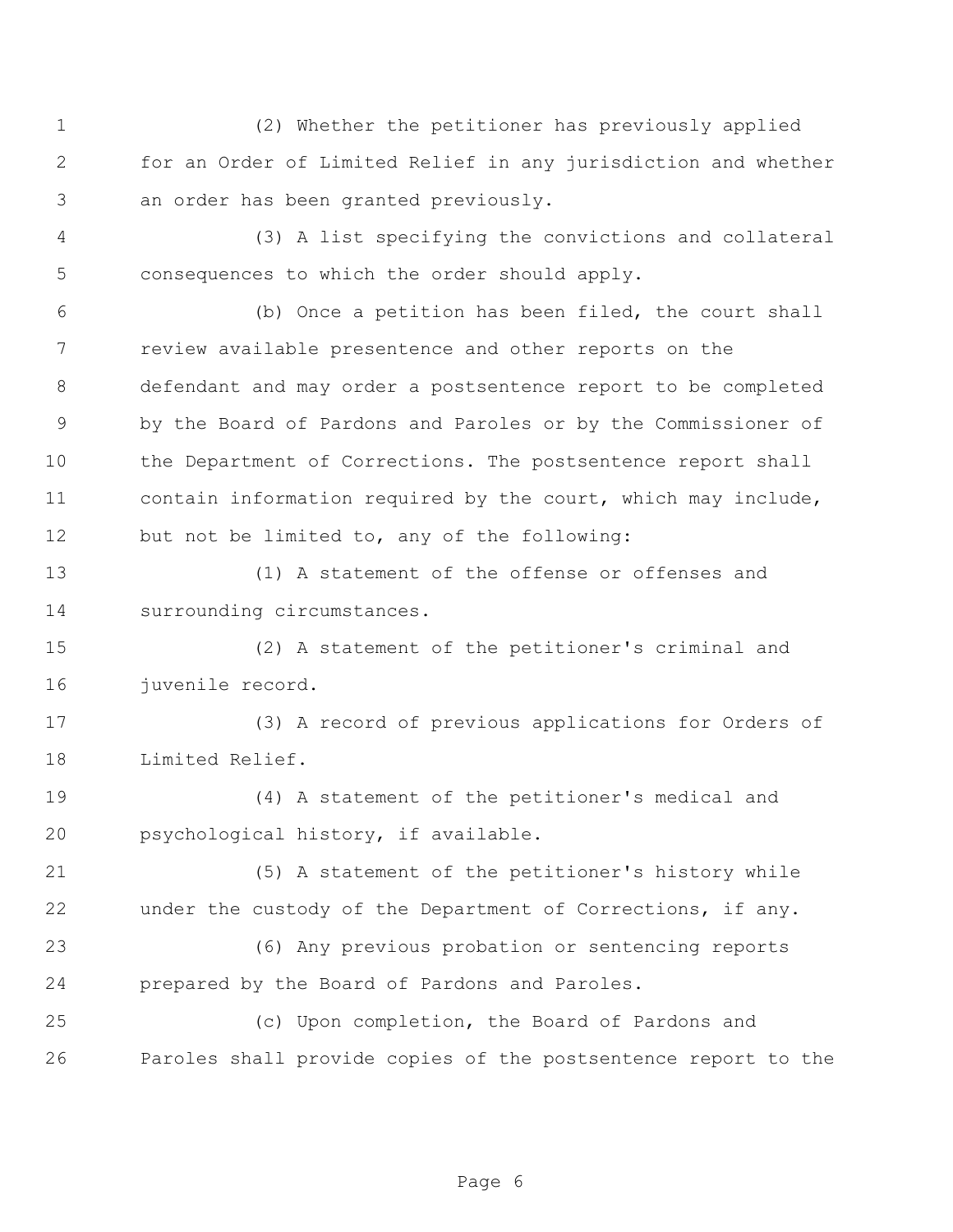(2) Whether the petitioner has previously applied for an Order of Limited Relief in any jurisdiction and whether an order has been granted previously.

(3) A list specifying the convictions and collateral consequences to which the order should apply.

(b) Once a petition has been filed, the court shall review available presentence and other reports on the defendant and may order a postsentence report to be completed by the Board of Pardons and Paroles or by the Commissioner of the Department of Corrections. The postsentence report shall contain information required by the court, which may include, but not be limited to, any of the following:

(1) A statement of the offense or offenses and surrounding circumstances.

(2) A statement of the petitioner's criminal and juvenile record.

(3) A record of previous applications for Orders of Limited Relief.

(4) A statement of the petitioner's medical and psychological history, if available.

(5) A statement of the petitioner's history while under the custody of the Department of Corrections, if any.

(6) Any previous probation or sentencing reports prepared by the Board of Pardons and Paroles.

(c) Upon completion, the Board of Pardons and Paroles shall provide copies of the postsentence report to the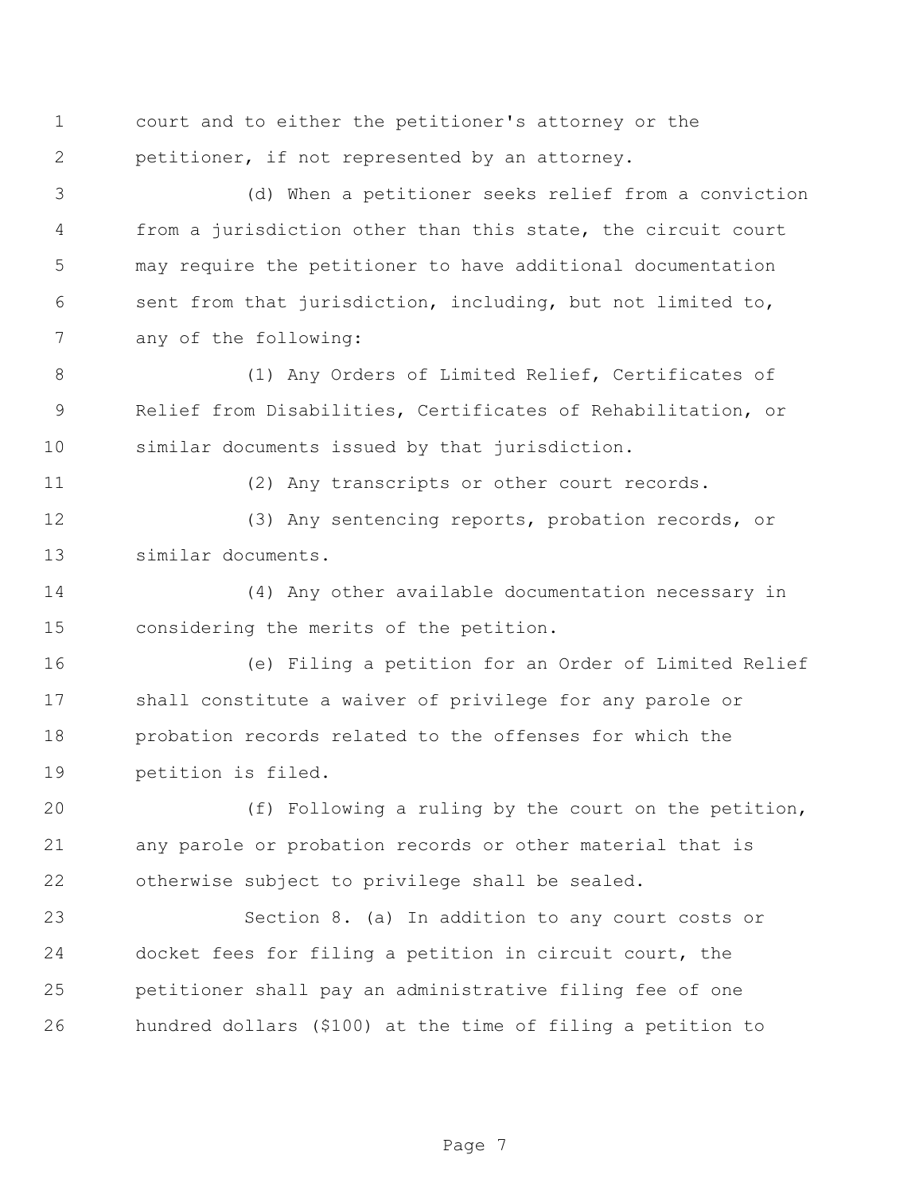court and to either the petitioner's attorney or the petitioner, if not represented by an attorney.

(d) When a petitioner seeks relief from a conviction from a jurisdiction other than this state, the circuit court may require the petitioner to have additional documentation sent from that jurisdiction, including, but not limited to, any of the following:

(1) Any Orders of Limited Relief, Certificates of Relief from Disabilities, Certificates of Rehabilitation, or similar documents issued by that jurisdiction.

(2) Any transcripts or other court records.

(3) Any sentencing reports, probation records, or similar documents.

(4) Any other available documentation necessary in considering the merits of the petition.

(e) Filing a petition for an Order of Limited Relief shall constitute a waiver of privilege for any parole or probation records related to the offenses for which the petition is filed.

(f) Following a ruling by the court on the petition, any parole or probation records or other material that is otherwise subject to privilege shall be sealed.

Section 8. (a) In addition to any court costs or docket fees for filing a petition in circuit court, the petitioner shall pay an administrative filing fee of one hundred dollars ($100) at the time of filing a petition to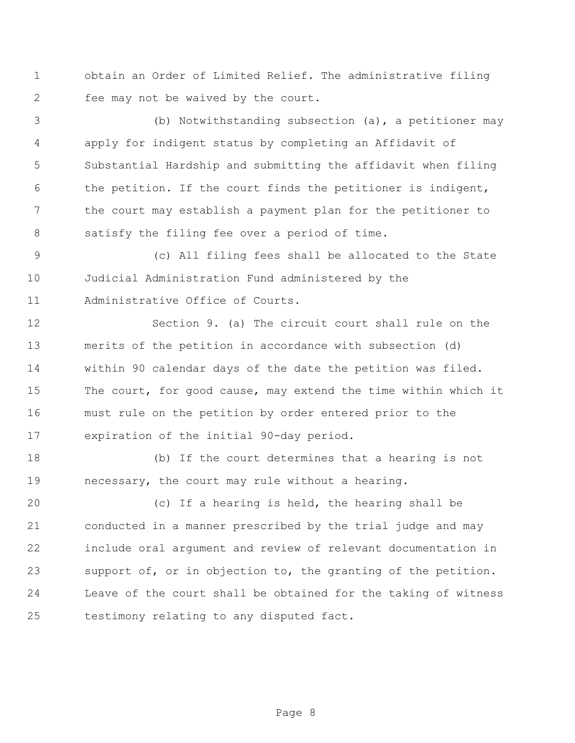obtain an Order of Limited Relief. The administrative filing fee may not be waived by the court.

(b) Notwithstanding subsection (a), a petitioner may apply for indigent status by completing an Affidavit of Substantial Hardship and submitting the affidavit when filing the petition. If the court finds the petitioner is indigent, the court may establish a payment plan for the petitioner to satisfy the filing fee over a period of time.

(c) All filing fees shall be allocated to the State Judicial Administration Fund administered by the Administrative Office of Courts.

Section 9. (a) The circuit court shall rule on the merits of the petition in accordance with subsection (d) within 90 calendar days of the date the petition was filed. The court, for good cause, may extend the time within which it must rule on the petition by order entered prior to the expiration of the initial 90-day period.

(b) If the court determines that a hearing is not necessary, the court may rule without a hearing.

(c) If a hearing is held, the hearing shall be conducted in a manner prescribed by the trial judge and may include oral argument and review of relevant documentation in support of, or in objection to, the granting of the petition. Leave of the court shall be obtained for the taking of witness testimony relating to any disputed fact.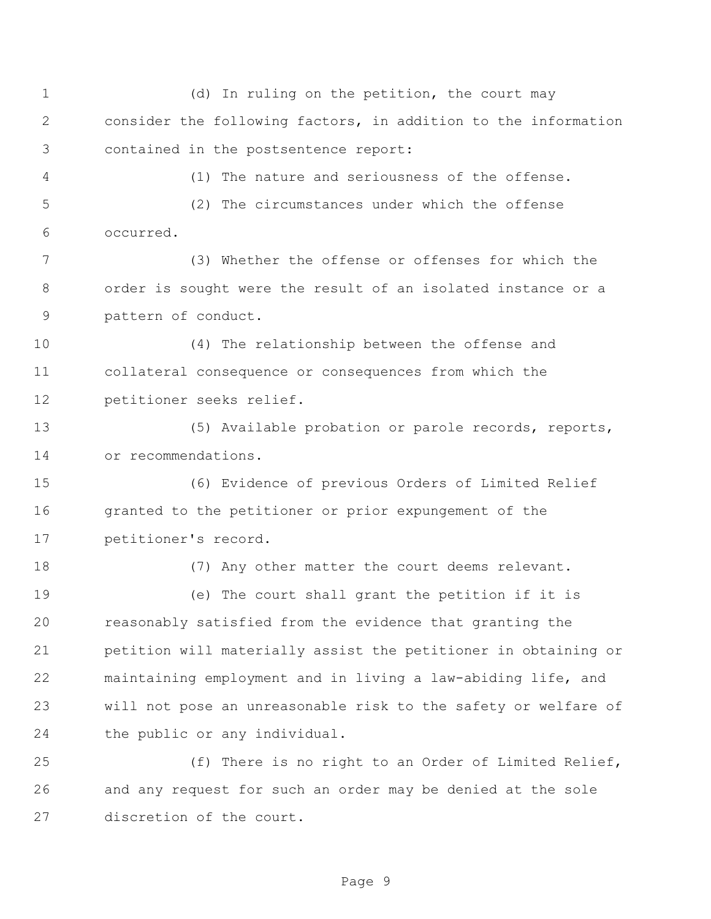(d) In ruling on the petition, the court may consider the following factors, in addition to the information contained in the postsentence report:

(1) The nature and seriousness of the offense.

(2) The circumstances under which the offense occurred.

(3) Whether the offense or offenses for which the order is sought were the result of an isolated instance or a pattern of conduct.

(4) The relationship between the offense and collateral consequence or consequences from which the petitioner seeks relief.

(5) Available probation or parole records, reports, or recommendations.

(6) Evidence of previous Orders of Limited Relief granted to the petitioner or prior expungement of the petitioner's record.

(7) Any other matter the court deems relevant.

(e) The court shall grant the petition if it is reasonably satisfied from the evidence that granting the petition will materially assist the petitioner in obtaining or maintaining employment and in living a law-abiding life, and will not pose an unreasonable risk to the safety or welfare of the public or any individual.

(f) There is no right to an Order of Limited Relief, and any request for such an order may be denied at the sole discretion of the court.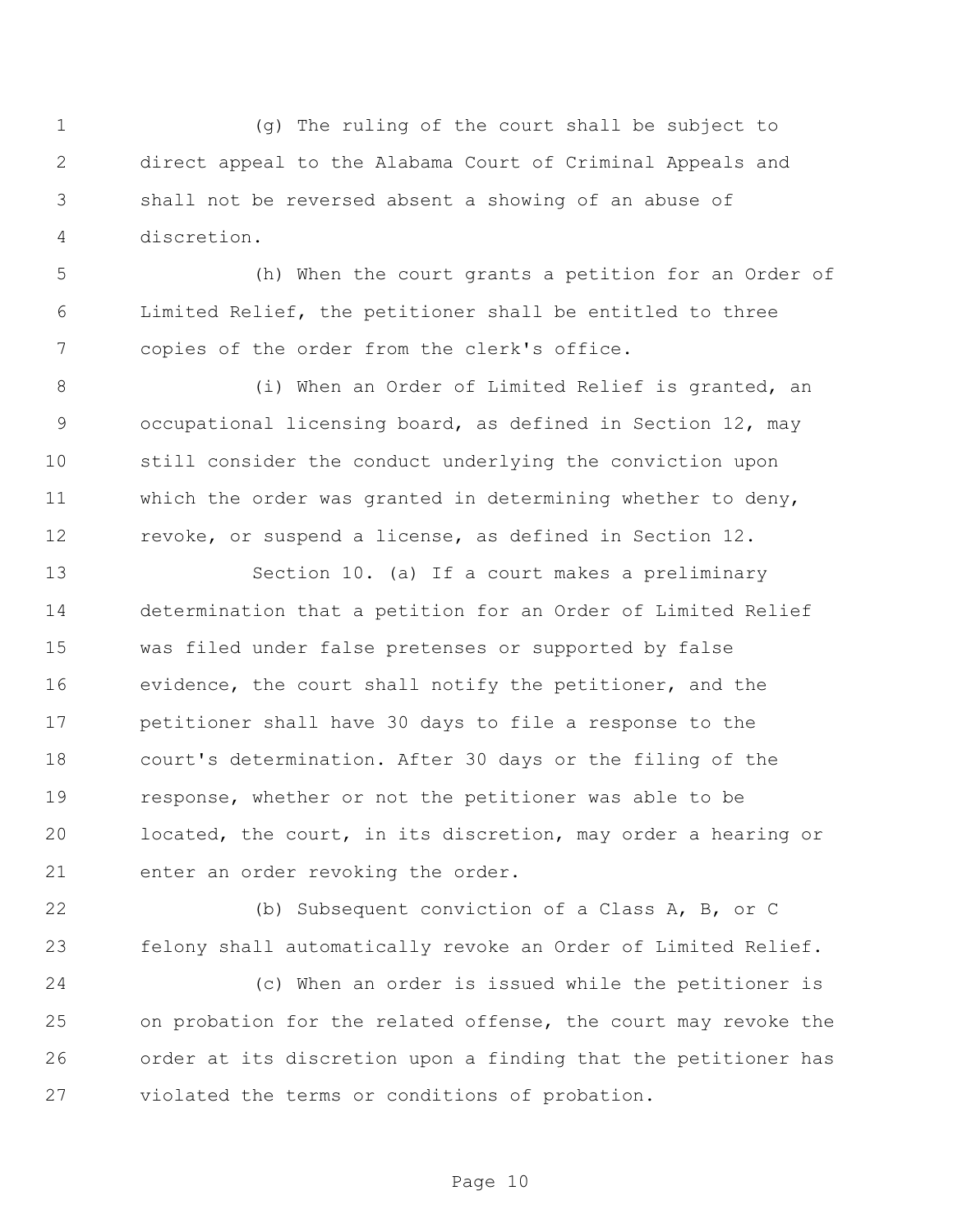(g) The ruling of the court shall be subject to direct appeal to the Alabama Court of Criminal Appeals and shall not be reversed absent a showing of an abuse of discretion.

(h) When the court grants a petition for an Order of Limited Relief, the petitioner shall be entitled to three copies of the order from the clerk's office.

(i) When an Order of Limited Relief is granted, an occupational licensing board, as defined in Section 12, may still consider the conduct underlying the conviction upon which the order was granted in determining whether to deny, revoke, or suspend a license, as defined in Section 12.

Section 10. (a) If a court makes a preliminary determination that a petition for an Order of Limited Relief was filed under false pretenses or supported by false evidence, the court shall notify the petitioner, and the petitioner shall have 30 days to file a response to the court's determination. After 30 days or the filing of the response, whether or not the petitioner was able to be located, the court, in its discretion, may order a hearing or enter an order revoking the order.

(b) Subsequent conviction of a Class A, B, or C felony shall automatically revoke an Order of Limited Relief.

(c) When an order is issued while the petitioner is on probation for the related offense, the court may revoke the order at its discretion upon a finding that the petitioner has violated the terms or conditions of probation.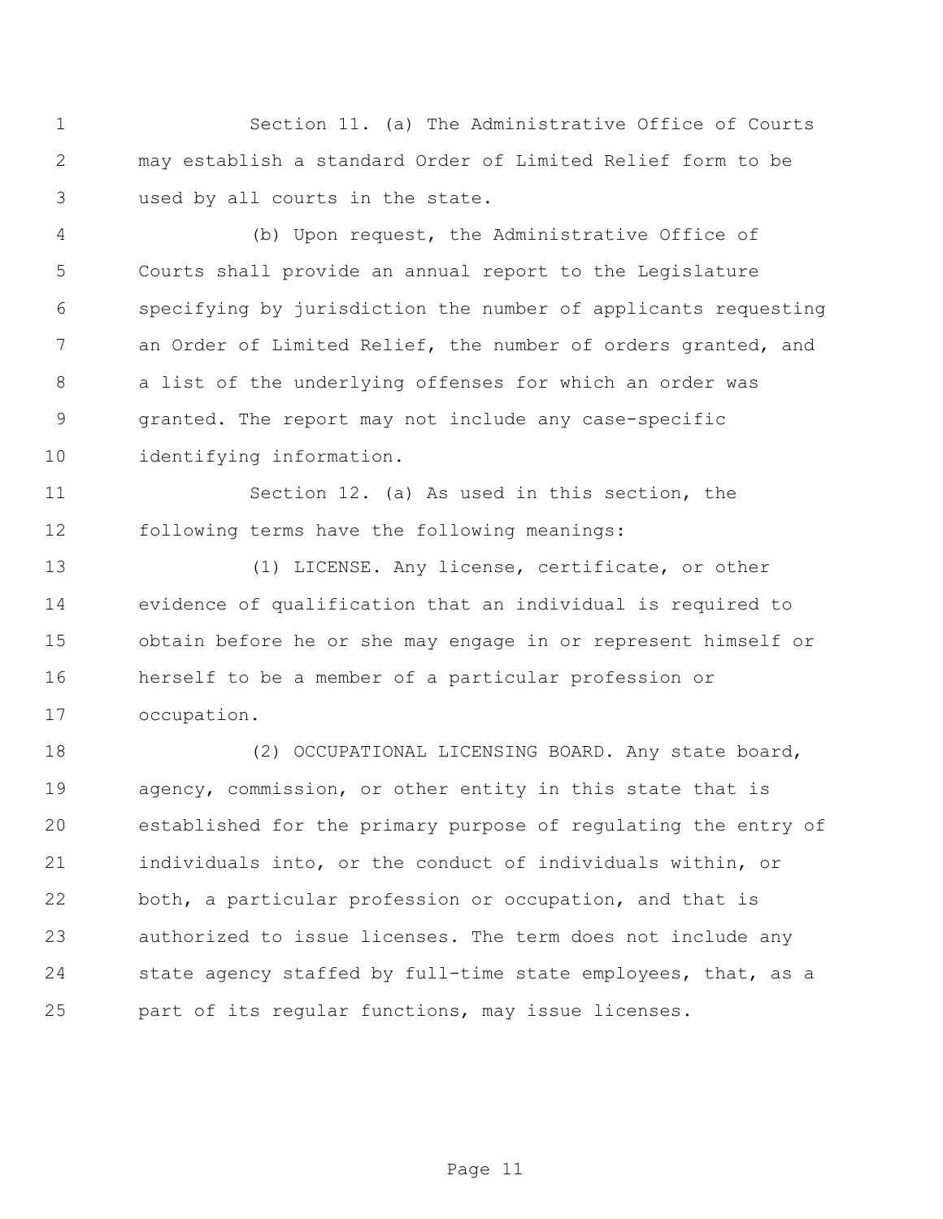Section 11. (a) The Administrative Office of Courts may establish a standard Order of Limited Relief form to be used by all courts in the state.

(b) Upon request, the Administrative Office of Courts shall provide an annual report to the Legislature specifying by jurisdiction the number of applicants requesting an Order of Limited Relief, the number of orders granted, and a list of the underlying offenses for which an order was granted. The report may not include any case-specific identifying information.

Section 12. (a) As used in this section, the following terms have the following meanings:

(1) LICENSE. Any license, certificate, or other evidence of qualification that an individual is required to obtain before he or she may engage in or represent himself or herself to be a member of a particular profession or occupation.

(2) OCCUPATIONAL LICENSING BOARD. Any state board, agency, commission, or other entity in this state that is established for the primary purpose of regulating the entry of individuals into, or the conduct of individuals within, or both, a particular profession or occupation, and that is authorized to issue licenses. The term does not include any state agency staffed by full-time state employees, that, as a part of its regular functions, may issue licenses.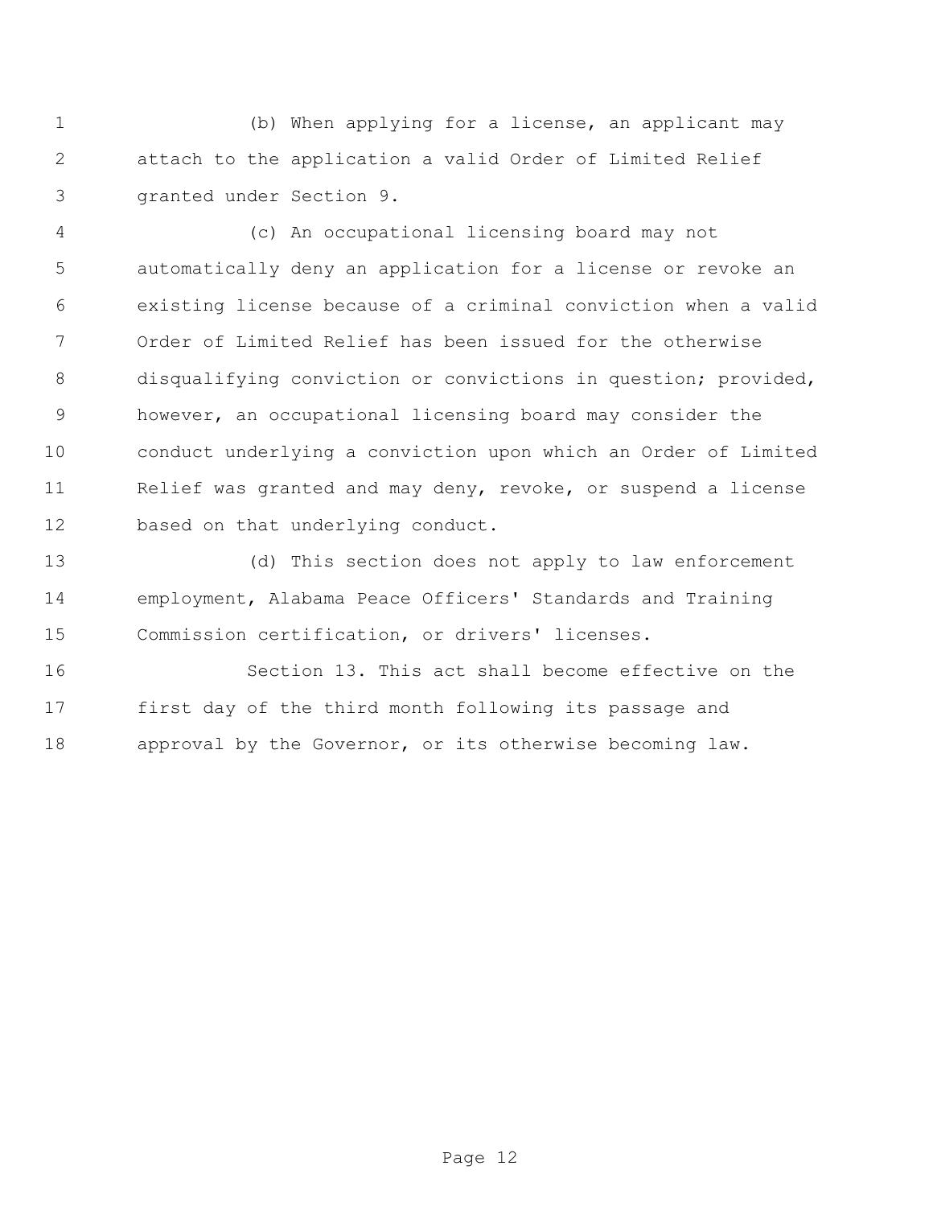(b) When applying for a license, an applicant may attach to the application a valid Order of Limited Relief granted under Section 9.

(c) An occupational licensing board may not automatically deny an application for a license or revoke an existing license because of a criminal conviction when a valid Order of Limited Relief has been issued for the otherwise disqualifying conviction or convictions in question; provided, however, an occupational licensing board may consider the conduct underlying a conviction upon which an Order of Limited Relief was granted and may deny, revoke, or suspend a license based on that underlying conduct.

(d) This section does not apply to law enforcement employment, Alabama Peace Officers' Standards and Training Commission certification, or drivers' licenses.

Section 13. This act shall become effective on the first day of the third month following its passage and approval by the Governor, or its otherwise becoming law.